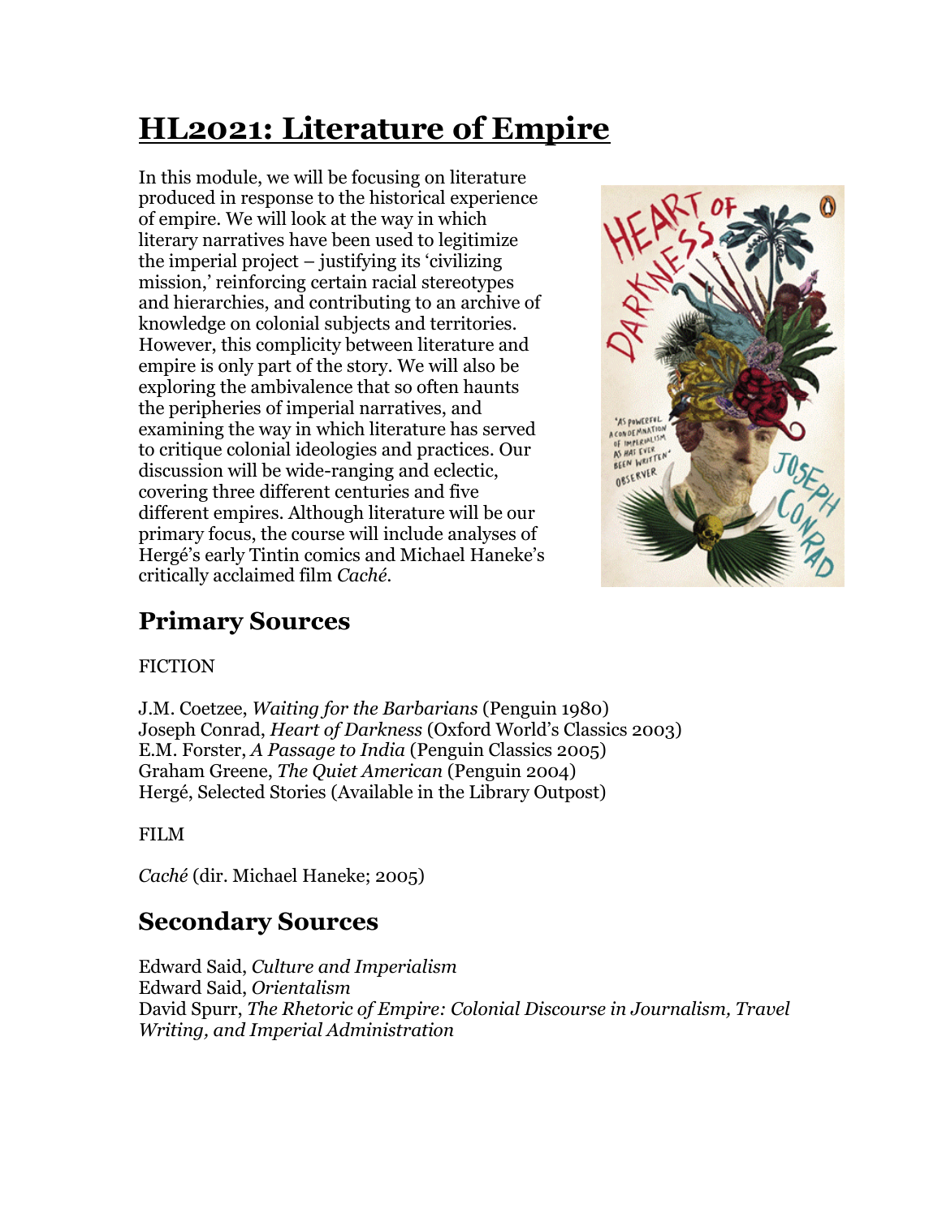# HL2021: Literature of Empire

In this module, we will be focusing on literature produced in response to the historical experience of empire. We will look at the way in which literary narratives have been used to legitimize the imperial project – justifying its 'civilizing mission,' reinforcing certain racial stereotypes and hierarchies, and contributing to an archive of knowledge on colonial subjects and territories. However, this complicity between literature and empire is only part of the story. We will also be exploring the ambivalence that so often haunts the peripheries of imperial narratives, and examining the way in which literature has served to critique colonial ideologies and practices. Our discussion will be wide-ranging and eclectic, covering three different centuries and five different empires. Although literature will be our primary focus, the course will include analyses of Hergé's early Tintin comics and Michael Haneke's critically acclaimed film *Caché*.

## Primary Sources

FICTION

J.M. Coetzee, *Waiting for the Barbarians* (Penguin 1980)
Joseph Conrad, *Heart of Darkness* (Oxford World's Classics 2003)
E.M. Forster, *A Passage to India* (Penguin Classics 2005)
Graham Greene, *The Quiet American* (Penguin 2004)
Hergé, Selected Stories (Available in the Library Outpost)

FILM

*Caché* (dir. Michael Haneke; 2005)

## Secondary Sources

Edward Said, *Culture and Imperialism*
Edward Said, *Orientalism*
David Spurr, *The Rhetoric of Empire: Colonial Discourse in Journalism, Travel Writing, and Imperial Administration*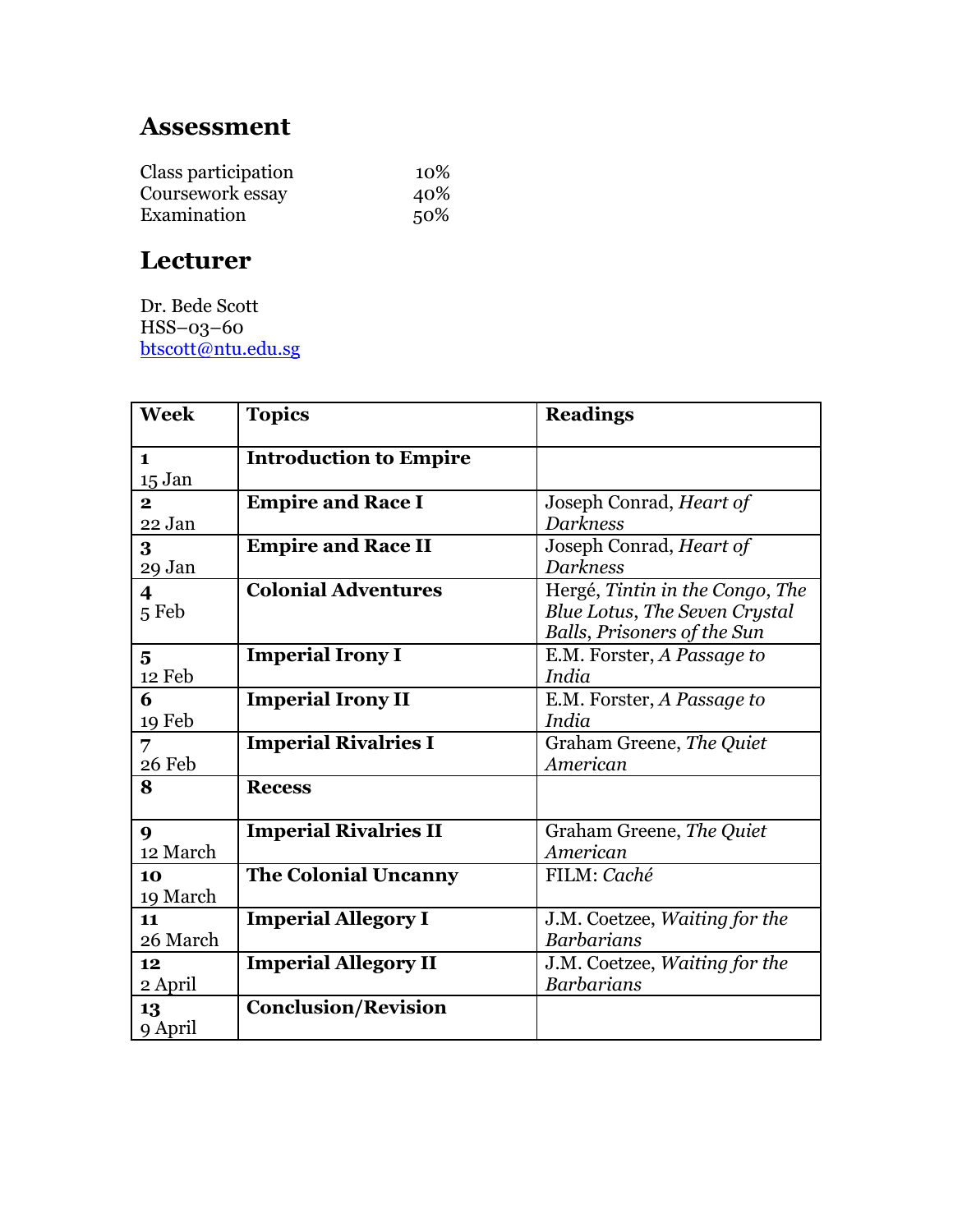## Assessment

| | |
|---|---|
| Class participation | 10% |
| Coursework essay | 40% |
| Examination | 50% |

## Lecturer

Dr. Bede Scott
HSS–03–60
btscott@ntu.edu.sg

| Week | Topics | Readings |
|---|---|---|
| **1** 15 Jan | **Introduction to Empire** | |
| **2** 22 Jan | **Empire and Race I** | Joseph Conrad, *Heart of Darkness* |
| **3** 29 Jan | **Empire and Race II** | Joseph Conrad, *Heart of Darkness* |
| **4** 5 Feb | **Colonial Adventures** | Hergé, *Tintin in the Congo*, *The Blue Lotus*, *The Seven Crystal Balls*, *Prisoners of the Sun* |
| **5** 12 Feb | **Imperial Irony I** | E.M. Forster, *A Passage to India* |
| **6** 19 Feb | **Imperial Irony II** | E.M. Forster, *A Passage to India* |
| **7** 26 Feb | **Imperial Rivalries I** | Graham Greene, *The Quiet American* |
| **8** | **Recess** | |
| **9** 12 March | **Imperial Rivalries II** | Graham Greene, *The Quiet American* |
| **10** 19 March | **The Colonial Uncanny** | FILM: *Caché* |
| **11** 26 March | **Imperial Allegory I** | J.M. Coetzee, *Waiting for the Barbarians* |
| **12** 2 April | **Imperial Allegory II** | J.M. Coetzee, *Waiting for the Barbarians* |
| **13** 9 April | **Conclusion/Revision** | |